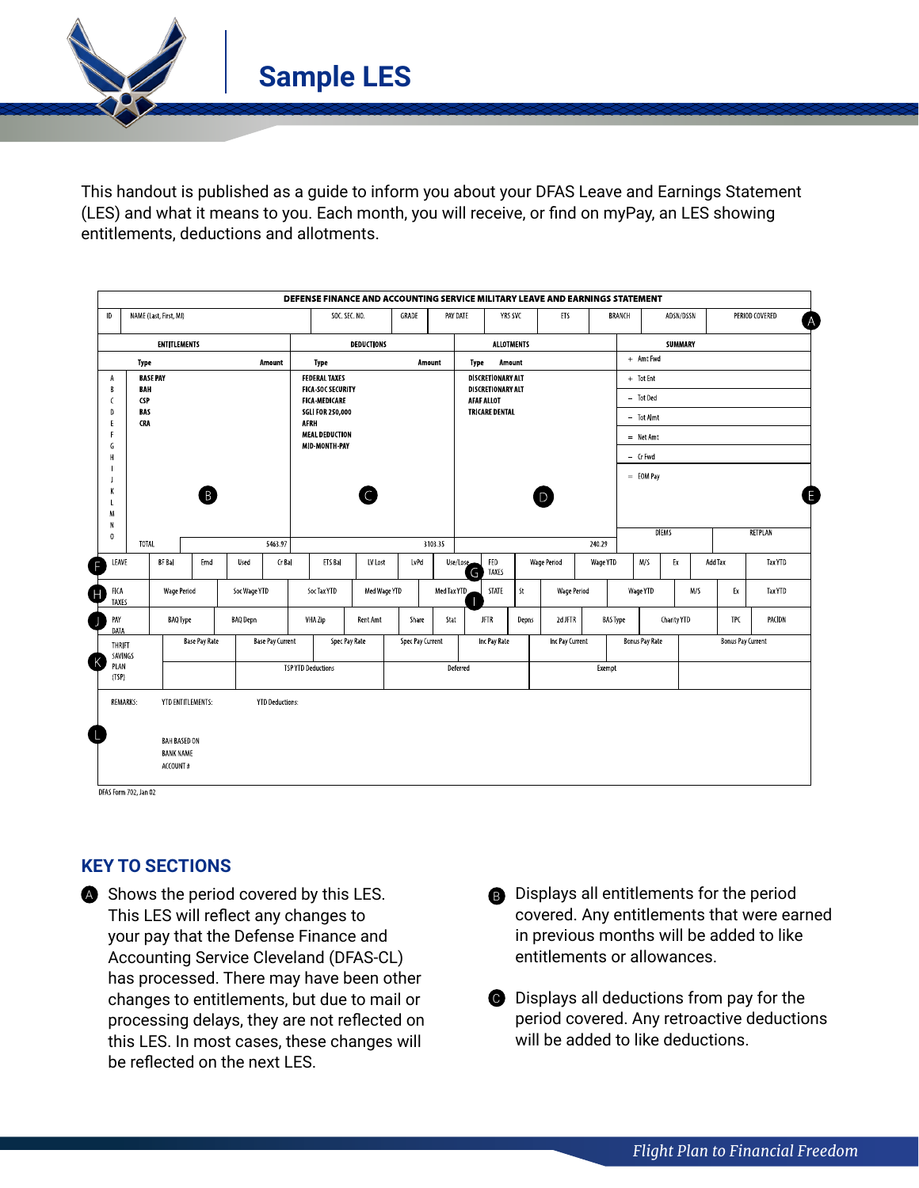# Sample LES

This handout is published as a guide to inform you about your DFAS Leave and Earnings Statement (LES) and what it means to you. Each month, you will receive, or find on myPay, an LES showing entitlements, deductions and allotments.

**DEFENSE FINANCE AND ACCOUNTING SERVICE MILITARY LEAVE AND EARNINGS STATEMENT**

| ID | NAME (Last, First, MI) | SOC. SEC. NO. | GRADE | PAY DATE | YRS SVC | ETS | BRANCH | ADSN/DSSN | PERIOD COVERED (A) |
|---|---|---|---|---|---|---|---|---|---|

| ENTITLEMENTS (B) | | DEDUCTIONS (C) | | ALLOTMENTS (D) | | SUMMARY (E) |
|---|---|---|---|---|---|---|
| Type | Amount | Type | Amount | Type | Amount | |
| A BASE PAY | | FEDERAL TAXES | | DISCRETIONARY ALT | | + Amt Fwd |
| B BAH | | FICA-SOC SECURITY | | DISCRETIONARY ALT | | + Tot Ent |
| C CSP | | FICA-MEDICARE | | AFAF ALLOT | | − Tot Ded |
| D BAS | | SGLI FOR 250,000 | | TRICARE DENTAL | | − Tot Almt |
| E CRA | | AFRH | | | | = Net Amt |
| F | | MEAL DEDUCTION | | | | − Cr Fwd |
| G | | MID-MONTH-PAY | | | | = EOM Pay |
| H–O | | | | | | DIEMS / RETPLAN |
| TOTAL | 5463.97 | | 3103.35 | | 240.29 | |

| (F) LEAVE | BF Bal | Ernd | Used | Cr Bal | ETS Bal | LV Lost | LvPd | Use/Lose | (G) FED TAXES | Wage Period | Wage YTD | M/S | Ex | Add Tax | Tax YTD |
|---|---|---|---|---|---|---|---|---|---|---|---|---|---|---|---|

| (H) FICA TAXES | Wage Period | Soc Wage YTD | Soc Tax YTD | Med Wage YTD | Med Tax YTD | (I) STATE | St | Wage Period | Wage YTD | M/S | Ex | Tax YTD |
|---|---|---|---|---|---|---|---|---|---|---|---|---|

| (J) PAY DATA | BAQ Type | BAQ Depn | VHA Zip | Rent Amt | Share | Stat | JFTR | Depns | 2d JFTR | BAS Type | Charity YTD | TPC | PACIDN |
|---|---|---|---|---|---|---|---|---|---|---|---|---|---|

| (K) THRIFT SAVINGS PLAN (TSP) | Base Pay Rate | Base Pay Current | Spec Pay Rate | Spec Pay Current | Inc Pay Rate | Inc Pay Current | Bonus Pay Rate | Bonus Pay Current |
|---|---|---|---|---|---|---|---|---|
| | | TSP YTD Deductions | | Deferred | | Exempt | | |

(L) REMARKS: YTD ENTITLEMENTS: YTD Deductions:

BAH BASED ON
BANK NAME
ACCOUNT #

DFAS Form 702, Jan 02

## KEY TO SECTIONS

**A** Shows the period covered by this LES. This LES will reflect any changes to your pay that the Defense Finance and Accounting Service Cleveland (DFAS-CL) has processed. There may have been other changes to entitlements, but due to mail or processing delays, they are not reflected on this LES. In most cases, these changes will be reflected on the next LES.

**B** Displays all entitlements for the period covered. Any entitlements that were earned in previous months will be added to like entitlements or allowances.

**C** Displays all deductions from pay for the period covered. Any retroactive deductions will be added to like deductions.

*Flight Plan to Financial Freedom*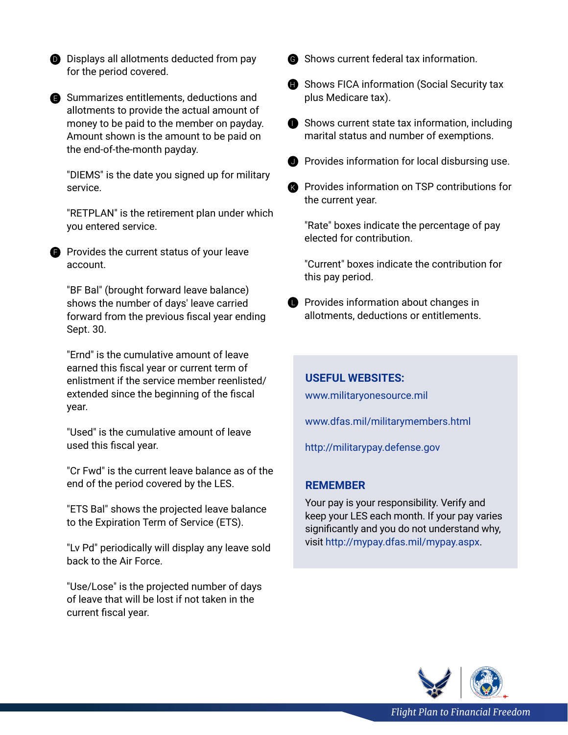**D** Displays all allotments deducted from pay for the period covered.

**E** Summarizes entitlements, deductions and allotments to provide the actual amount of money to be paid to the member on payday. Amount shown is the amount to be paid on the end-of-the-month payday.

"DIEMS" is the date you signed up for military service.

"RETPLAN" is the retirement plan under which you entered service.

**F** Provides the current status of your leave account.

"BF Bal" (brought forward leave balance) shows the number of days' leave carried forward from the previous fiscal year ending Sept. 30.

"Ernd" is the cumulative amount of leave earned this fiscal year or current term of enlistment if the service member reenlisted/extended since the beginning of the fiscal year.

"Used" is the cumulative amount of leave used this fiscal year.

"Cr Fwd" is the current leave balance as of the end of the period covered by the LES.

"ETS Bal" shows the projected leave balance to the Expiration Term of Service (ETS).

"Lv Pd" periodically will display any leave sold back to the Air Force.

"Use/Lose" is the projected number of days of leave that will be lost if not taken in the current fiscal year.

**G** Shows current federal tax information.

**H** Shows FICA information (Social Security tax plus Medicare tax).

**I** Shows current state tax information, including marital status and number of exemptions.

**J** Provides information for local disbursing use.

**K** Provides information on TSP contributions for the current year.

"Rate" boxes indicate the percentage of pay elected for contribution.

"Current" boxes indicate the contribution for this pay period.

**L** Provides information about changes in allotments, deductions or entitlements.

### USEFUL WEBSITES:

www.militaryonesource.mil

www.dfas.mil/militarymembers.html

http://militarypay.defense.gov

### REMEMBER

Your pay is your responsibility. Verify and keep your LES each month. If your pay varies significantly and you do not understand why, visit http://mypay.dfas.mil/mypay.aspx.

*Flight Plan to Financial Freedom*